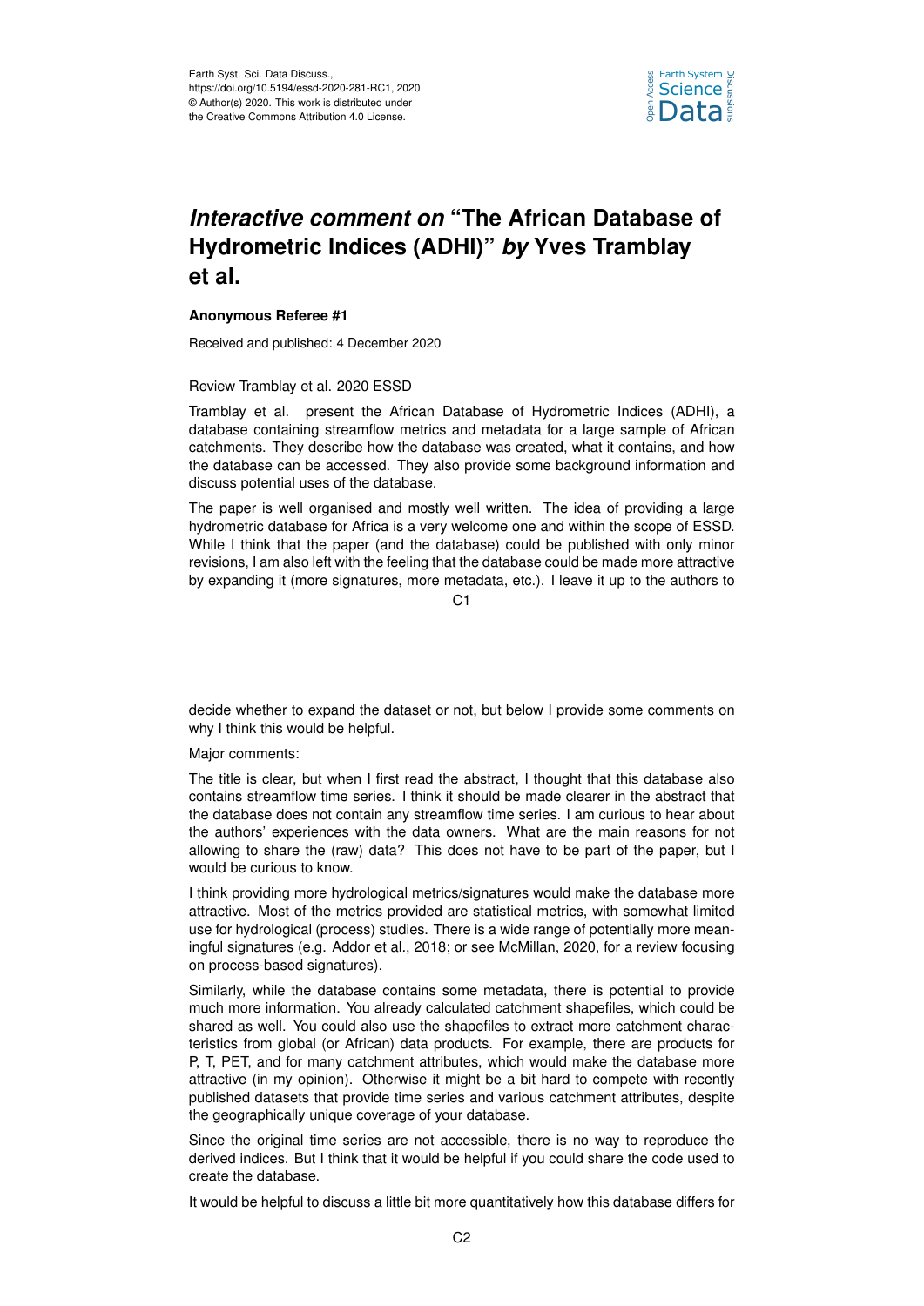# *Interactive comment on* "The African Database of Hydrometric Indices (ADHI)" *by* Yves Tramblay et al.

**Anonymous Referee #1**

Received and published: 4 December 2020

Review Tramblay et al. 2020 ESSD

Tramblay et al. present the African Database of Hydrometric Indices (ADHI), a database containing streamflow metrics and metadata for a large sample of African catchments. They describe how the database was created, what it contains, and how the database can be accessed. They also provide some background information and discuss potential uses of the database.

The paper is well organised and mostly well written. The idea of providing a large hydrometric database for Africa is a very welcome one and within the scope of ESSD. While I think that the paper (and the database) could be published with only minor revisions, I am also left with the feeling that the database could be made more attractive by expanding it (more signatures, more metadata, etc.). I leave it up to the authors to decide whether to expand the dataset or not, but below I provide some comments on why I think this would be helpful.

Major comments:

The title is clear, but when I first read the abstract, I thought that this database also contains streamflow time series. I think it should be made clearer in the abstract that the database does not contain any streamflow time series. I am curious to hear about the authors' experiences with the data owners. What are the main reasons for not allowing to share the (raw) data? This does not have to be part of the paper, but I would be curious to know.

I think providing more hydrological metrics/signatures would make the database more attractive. Most of the metrics provided are statistical metrics, with somewhat limited use for hydrological (process) studies. There is a wide range of potentially more meaningful signatures (e.g. Addor et al., 2018; or see McMillan, 2020, for a review focusing on process-based signatures).

Similarly, while the database contains some metadata, there is potential to provide much more information. You already calculated catchment shapefiles, which could be shared as well. You could also use the shapefiles to extract more catchment characteristics from global (or African) data products. For example, there are products for P, T, PET, and for many catchment attributes, which would make the database more attractive (in my opinion). Otherwise it might be a bit hard to compete with recently published datasets that provide time series and various catchment attributes, despite the geographically unique coverage of your database.

Since the original time series are not accessible, there is no way to reproduce the derived indices. But I think that it would be helpful if you could share the code used to create the database.

It would be helpful to discuss a little bit more quantitatively how this database differs for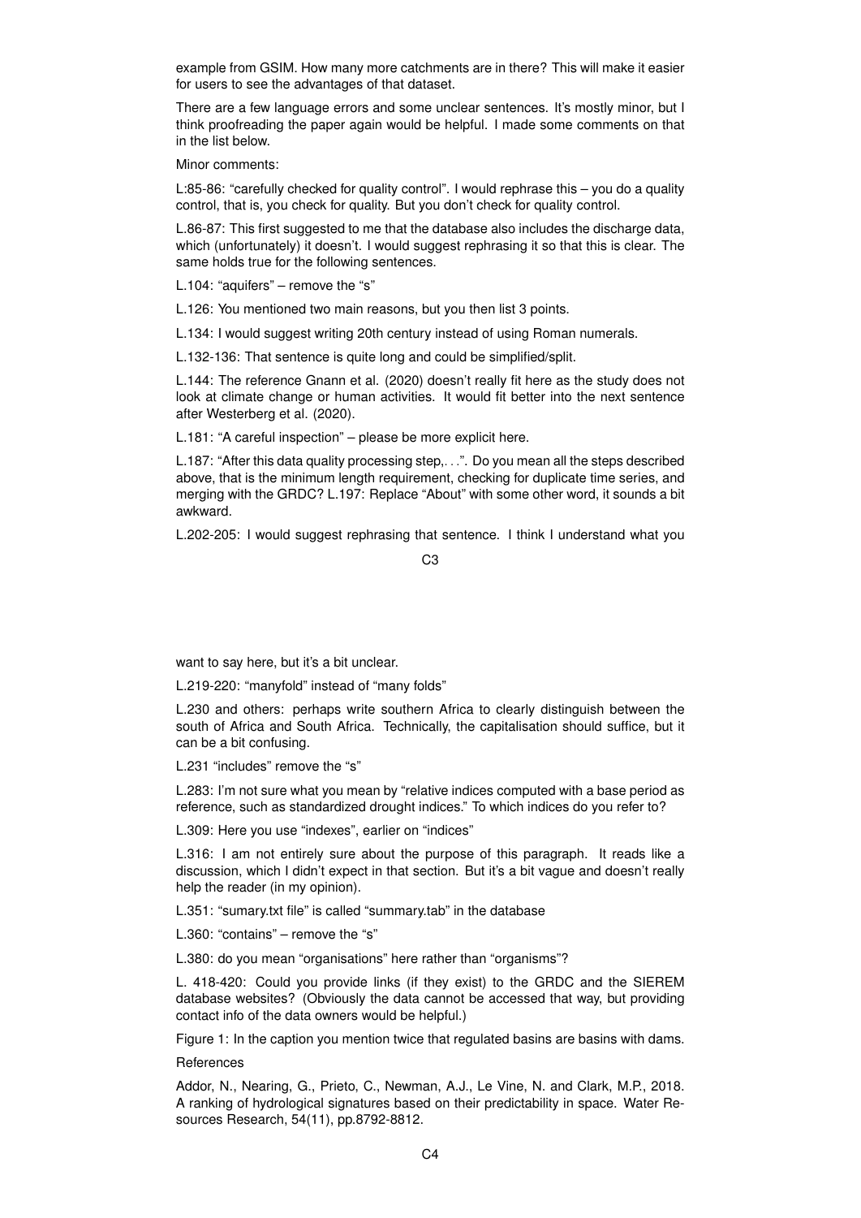example from GSIM. How many more catchments are in there? This will make it easier for users to see the advantages of that dataset.

There are a few language errors and some unclear sentences. It's mostly minor, but I think proofreading the paper again would be helpful. I made some comments on that in the list below.

Minor comments:

L:85-86: "carefully checked for quality control". I would rephrase this – you do a quality control, that is, you check for quality. But you don't check for quality control.

L.86-87: This first suggested to me that the database also includes the discharge data, which (unfortunately) it doesn't. I would suggest rephrasing it so that this is clear. The same holds true for the following sentences.

L.104: "aquifers" – remove the "s"

L.126: You mentioned two main reasons, but you then list 3 points.

L.134: I would suggest writing 20th century instead of using Roman numerals.

L.132-136: That sentence is quite long and could be simplified/split.

L.144: The reference Gnann et al. (2020) doesn't really fit here as the study does not look at climate change or human activities. It would fit better into the next sentence after Westerberg et al. (2020).

L.181: "A careful inspection" – please be more explicit here.

L.187: "After this data quality processing step,. . .". Do you mean all the steps described above, that is the minimum length requirement, checking for duplicate time series, and merging with the GRDC? L.197: Replace "About" with some other word, it sounds a bit awkward.

L.202-205: I would suggest rephrasing that sentence. I think I understand what you want to say here, but it's a bit unclear.

L.219-220: "manyfold" instead of "many folds"

L.230 and others: perhaps write southern Africa to clearly distinguish between the south of Africa and South Africa. Technically, the capitalisation should suffice, but it can be a bit confusing.

L.231 "includes" remove the "s"

L.283: I'm not sure what you mean by "relative indices computed with a base period as reference, such as standardized drought indices." To which indices do you refer to?

L.309: Here you use "indexes", earlier on "indices"

L.316: I am not entirely sure about the purpose of this paragraph. It reads like a discussion, which I didn't expect in that section. But it's a bit vague and doesn't really help the reader (in my opinion).

L.351: "sumary.txt file" is called "summary.tab" in the database

L.360: "contains" – remove the "s"

L.380: do you mean "organisations" here rather than "organisms"?

L. 418-420: Could you provide links (if they exist) to the GRDC and the SIEREM database websites? (Obviously the data cannot be accessed that way, but providing contact info of the data owners would be helpful.)

Figure 1: In the caption you mention twice that regulated basins are basins with dams.

References

Addor, N., Nearing, G., Prieto, C., Newman, A.J., Le Vine, N. and Clark, M.P., 2018. A ranking of hydrological signatures based on their predictability in space. Water Resources Research, 54(11), pp.8792-8812.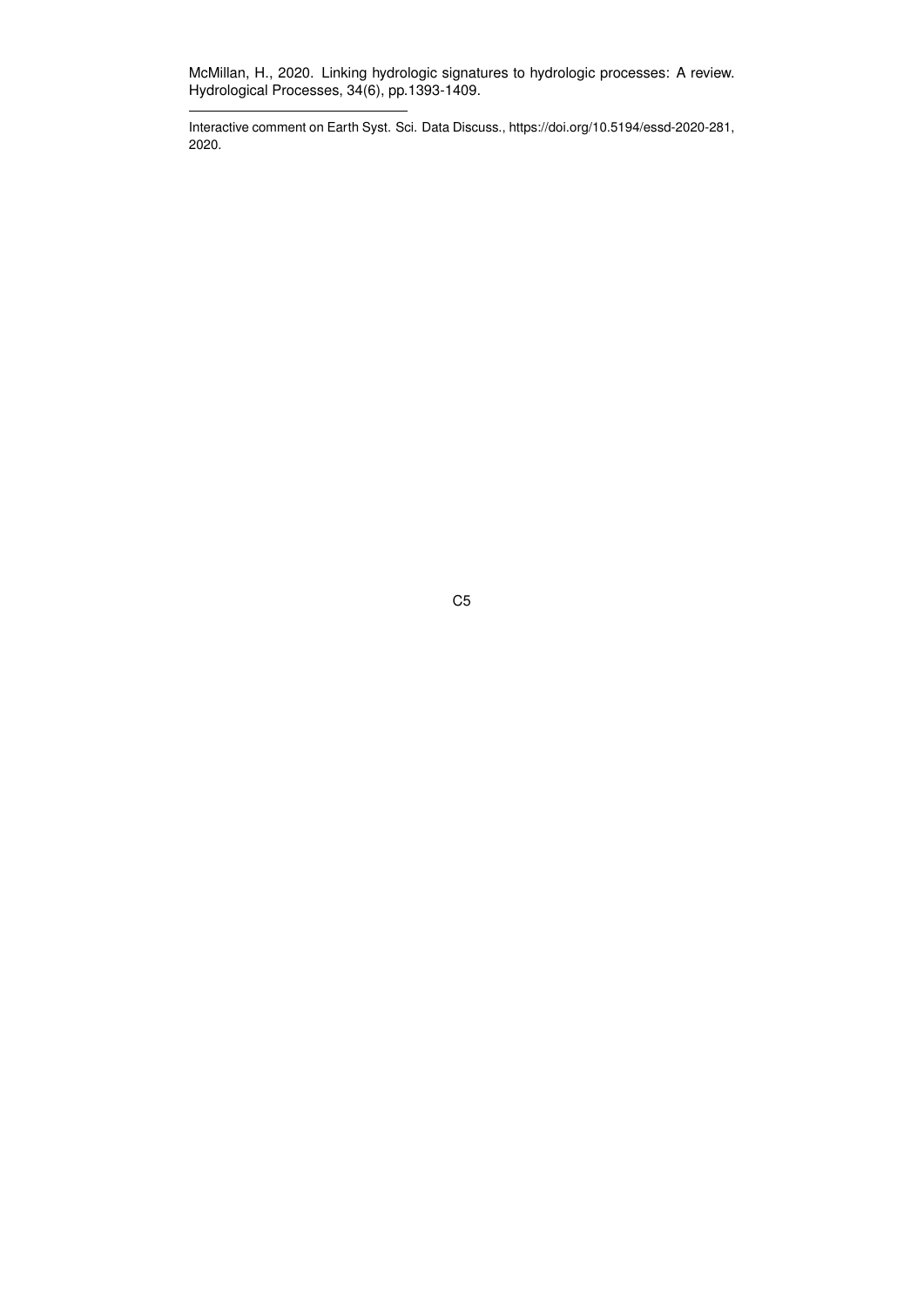McMillan, H., 2020. Linking hydrologic signatures to hydrologic processes: A review. Hydrological Processes, 34(6), pp.1393-1409.

---

Interactive comment on Earth Syst. Sci. Data Discuss., https://doi.org/10.5194/essd-2020-281, 2020.